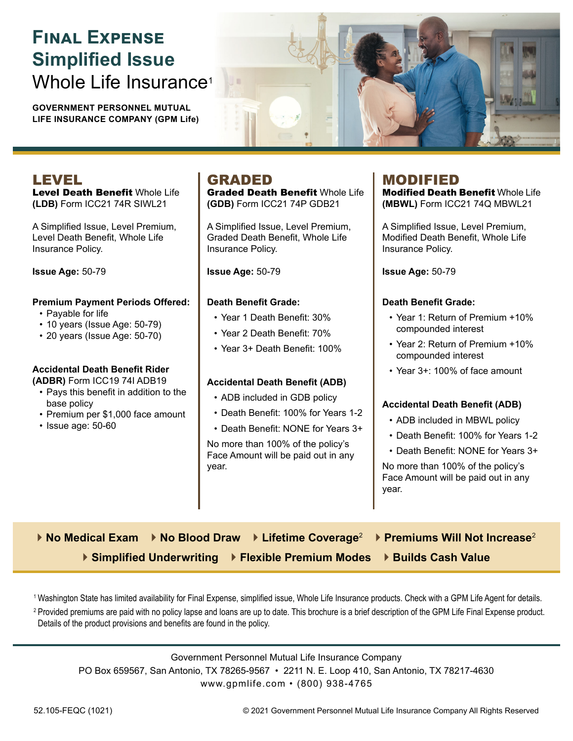# Final Expense Simplified Issue Whole Life Insurance[1]

**GOVERNMENT PERSONNEL MUTUAL LIFE INSURANCE COMPANY (GPM Life)**

## LEVEL

**Level Death Benefit** Whole Life **(LDB)** Form ICC21 74R SIWL21

A Simplified Issue, Level Premium, Level Death Benefit, Whole Life Insurance Policy.

**Issue Age:** 50-79

**Premium Payment Periods Offered:**

- Payable for life
- 10 years (Issue Age: 50-79)
- 20 years (Issue Age: 50-70)

**Accidental Death Benefit Rider (ADBR)** Form ICC19 74I ADB19

- Pays this benefit in addition to the base policy
- Premium per $1,000 face amount
- Issue age: 50-60

## GRADED

**Graded Death Benefit** Whole Life **(GDB)** Form ICC21 74P GDB21

A Simplified Issue, Level Premium, Graded Death Benefit, Whole Life Insurance Policy.

**Issue Age:** 50-79

**Death Benefit Grade:**

- Year 1 Death Benefit: 30%
- Year 2 Death Benefit: 70%
- Year 3+ Death Benefit: 100%

**Accidental Death Benefit (ADB)**

- ADB included in GDB policy
- Death Benefit: 100% for Years 1-2
- Death Benefit: NONE for Years 3+

No more than 100% of the policy's Face Amount will be paid out in any year.

## MODIFIED

**Modified Death Benefit** Whole Life **(MBWL)** Form ICC21 74Q MBWL21

A Simplified Issue, Level Premium, Modified Death Benefit, Whole Life Insurance Policy.

**Issue Age:** 50-79

**Death Benefit Grade:**

- Year 1: Return of Premium +10% compounded interest
- Year 2: Return of Premium +10% compounded interest
- Year 3+: 100% of face amount

**Accidental Death Benefit (ADB)**

- ADB included in MBWL policy
- Death Benefit: 100% for Years 1-2
- Death Benefit: NONE for Years 3+

No more than 100% of the policy's Face Amount will be paid out in any year.

---

- **No Medical Exam**
- **No Blood Draw**
- **Lifetime Coverage**[2]
- **Premiums Will Not Increase**[2]
- **Simplified Underwriting**
- **Flexible Premium Modes**
- **Builds Cash Value**

[1] Washington State has limited availability for Final Expense, simplified issue, Whole Life Insurance products. Check with a GPM Life Agent for details.

[2] Provided premiums are paid with no policy lapse and loans are up to date. This brochure is a brief description of the GPM Life Final Expense product. Details of the product provisions and benefits are found in the policy.

---

Government Personnel Mutual Life Insurance Company
PO Box 659567, San Antonio, TX 78265-9567 • 2211 N. E. Loop 410, San Antonio, TX 78217-4630
www.gpmlife.com • (800) 938-4765

52.105-FEQC (1021)

© 2021 Government Personnel Mutual Life Insurance Company All Rights Reserved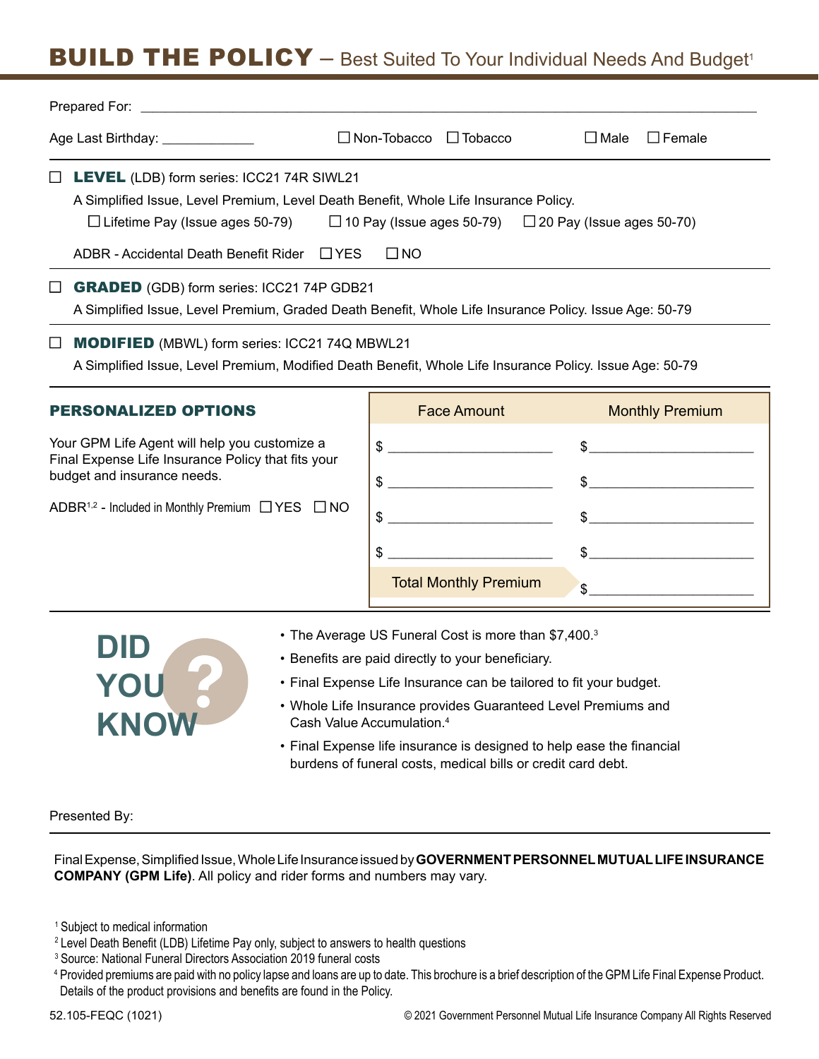# BUILD THE POLICY – Best Suited To Your Individual Needs And Budget[1]

Prepared For: ______________________________________________________________________________

Age Last Birthday: _____________ ☐ Non-Tobacco ☐ Tobacco ☐ Male ☐ Female

☐ **LEVEL** (LDB) form series: ICC21 74R SIWL21

A Simplified Issue, Level Premium, Level Death Benefit, Whole Life Insurance Policy.

☐ Lifetime Pay (Issue ages 50-79) ☐ 10 Pay (Issue ages 50-79) ☐ 20 Pay (Issue ages 50-70)

ADBR - Accidental Death Benefit Rider ☐ YES ☐ NO

☐ **GRADED** (GDB) form series: ICC21 74P GDB21

A Simplified Issue, Level Premium, Graded Death Benefit, Whole Life Insurance Policy. Issue Age: 50-79

☐ **MODIFIED** (MBWL) form series: ICC21 74Q MBWL21

A Simplified Issue, Level Premium, Modified Death Benefit, Whole Life Insurance Policy. Issue Age: 50-79

## PERSONALIZED OPTIONS

Your GPM Life Agent will help you customize a Final Expense Life Insurance Policy that fits your budget and insurance needs.

ADBR[1,2] - Included in Monthly Premium ☐ YES ☐ NO

| Face Amount | Monthly Premium |
|---|---|
| $ ____________________ | $ ____________________ |
| $ ____________________ | $ ____________________ |
| $ ____________________ | $ ____________________ |
| $ ____________________ | $ ____________________ |
| Total Monthly Premium | $ ____________________ |

## DID YOU KNOW ?

- The Average US Funeral Cost is more than $7,400.[3]
- Benefits are paid directly to your beneficiary.
- Final Expense Life Insurance can be tailored to fit your budget.
- Whole Life Insurance provides Guaranteed Level Premiums and Cash Value Accumulation.[4]
- Final Expense life insurance is designed to help ease the financial burdens of funeral costs, medical bills or credit card debt.

Presented By:

Final Expense, Simplified Issue, Whole Life Insurance issued by **GOVERNMENT PERSONNEL MUTUAL LIFE INSURANCE COMPANY (GPM Life)**. All policy and rider forms and numbers may vary.

[1] Subject to medical information
[2] Level Death Benefit (LDB) Lifetime Pay only, subject to answers to health questions
[3] Source: National Funeral Directors Association 2019 funeral costs
[4] Provided premiums are paid with no policy lapse and loans are up to date. This brochure is a brief description of the GPM Life Final Expense Product. Details of the product provisions and benefits are found in the Policy.

52.105-FEQC (1021) © 2021 Government Personnel Mutual Life Insurance Company All Rights Reserved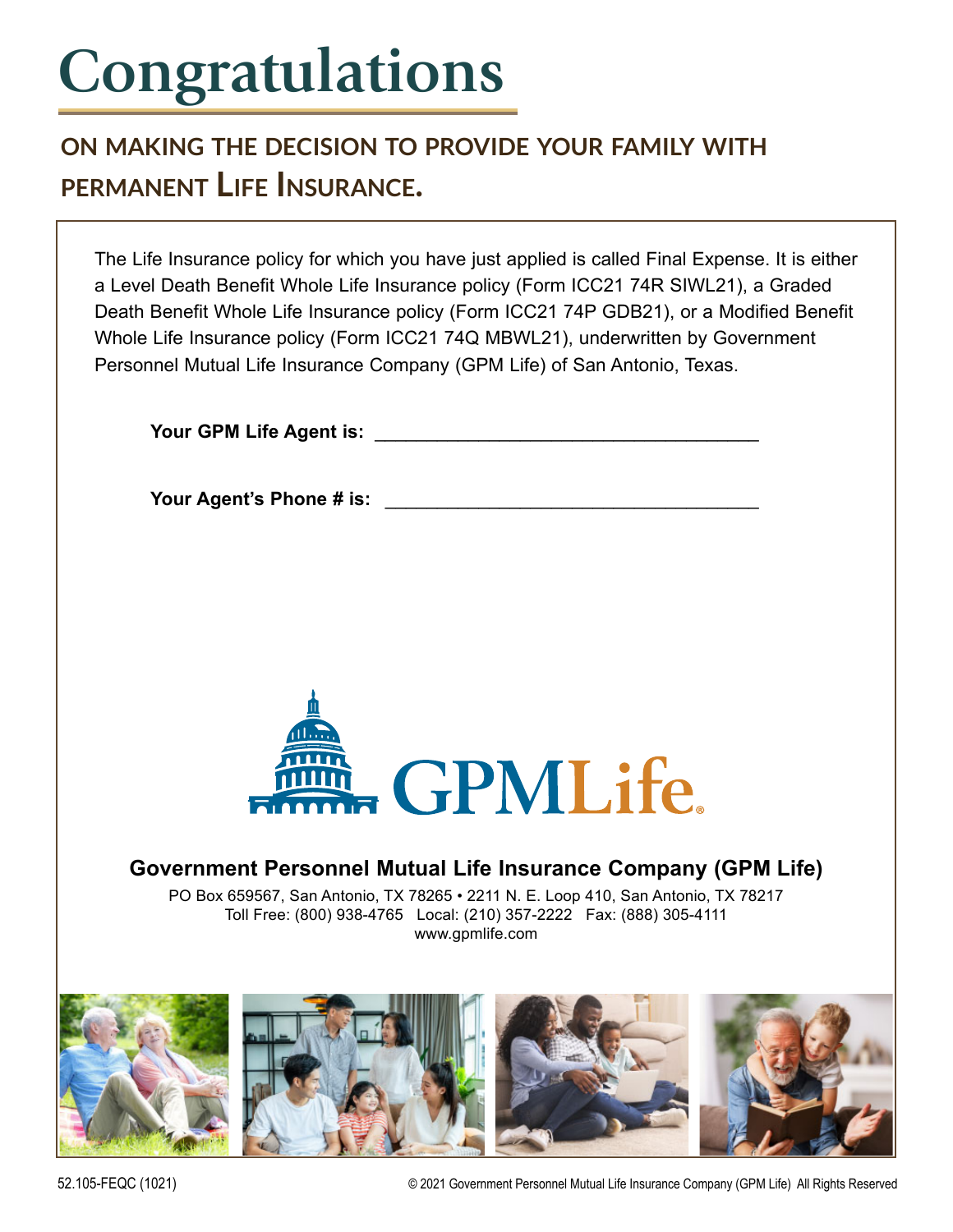# Congratulations

## ON MAKING THE DECISION TO PROVIDE YOUR FAMILY WITH PERMANENT LIFE INSURANCE.

The Life Insurance policy for which you have just applied is called Final Expense. It is either a Level Death Benefit Whole Life Insurance policy (Form ICC21 74R SIWL21), a Graded Death Benefit Whole Life Insurance policy (Form ICC21 74P GDB21), or a Modified Benefit Whole Life Insurance policy (Form ICC21 74Q MBWL21), underwritten by Government Personnel Mutual Life Insurance Company (GPM Life) of San Antonio, Texas.

**Your GPM Life Agent is:** ____________________________________

**Your Agent's Phone # is:** ____________________________________

GPMLife®

**Government Personnel Mutual Life Insurance Company (GPM Life)**

PO Box 659567, San Antonio, TX 78265 • 2211 N. E. Loop 410, San Antonio, TX 78217
Toll Free: (800) 938-4765 Local: (210) 357-2222 Fax: (888) 305-4111
www.gpmlife.com

52.105-FEQC (1021)

© 2021 Government Personnel Mutual Life Insurance Company (GPM Life) All Rights Reserved